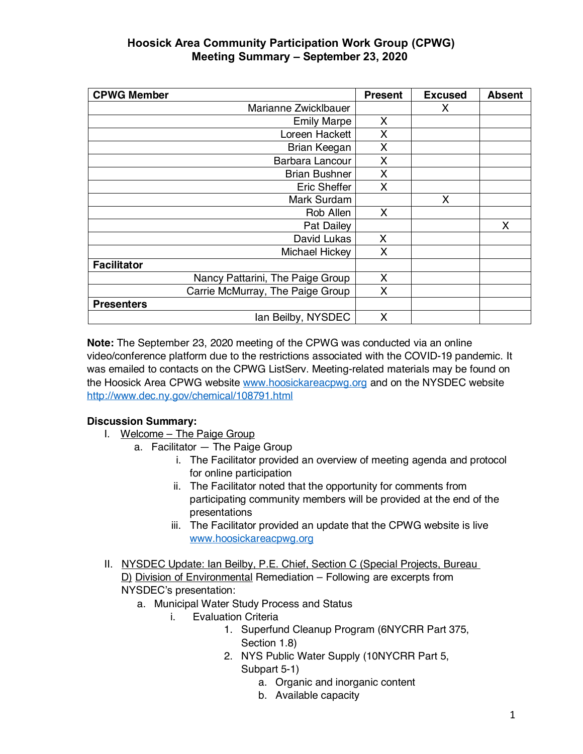# Hoosick Area Community Participation Work Group (CPWG)
## Meeting Summary – September 23, 2020

| CPWG Member | Present | Excused | Absent |
|---|---|---|---|
| Marianne Zwicklbauer | | X | |
| Emily Marpe | X | | |
| Loreen Hackett | X | | |
| Brian Keegan | X | | |
| Barbara Lancour | X | | |
| Brian Bushner | X | | |
| Eric Sheffer | X | | |
| Mark Surdam | | X | |
| Rob Allen | X | | |
| Pat Dailey | | | X |
| David Lukas | X | | |
| Michael Hickey | X | | |
| **Facilitator** | | | |
| Nancy Pattarini, The Paige Group | X | | |
| Carrie McMurray, The Paige Group | X | | |
| **Presenters** | | | |
| Ian Beilby, NYSDEC | X | | |

**Note:** The September 23, 2020 meeting of the CPWG was conducted via an online video/conference platform due to the restrictions associated with the COVID-19 pandemic. It was emailed to contacts on the CPWG ListServ. Meeting-related materials may be found on the Hoosick Area CPWG website www.hoosickareacpwg.org and on the NYSDEC website http://www.dec.ny.gov/chemical/108791.html

**Discussion Summary:**

I. Welcome – The Paige Group
   a. Facilitator — The Paige Group
      i. The Facilitator provided an overview of meeting agenda and protocol for online participation
      ii. The Facilitator noted that the opportunity for comments from participating community members will be provided at the end of the presentations
      iii. The Facilitator provided an update that the CPWG website is live www.hoosickareacpwg.org

II. NYSDEC Update: Ian Beilby, P.E. Chief, Section C (Special Projects, Bureau D) Division of Environmental Remediation – Following are excerpts from NYSDEC's presentation:
   a. Municipal Water Study Process and Status
      i. Evaluation Criteria
         1. Superfund Cleanup Program (6NYCRR Part 375, Section 1.8)
         2. NYS Public Water Supply (10NYCRR Part 5, Subpart 5-1)
            a. Organic and inorganic content
            b. Available capacity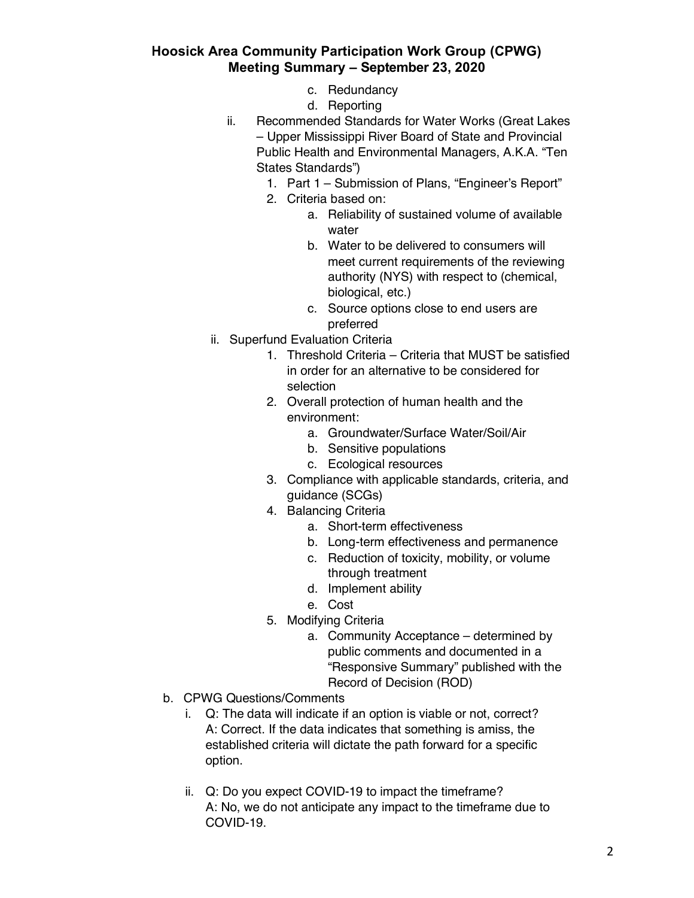c. Redundancy
d. Reporting

ii. Recommended Standards for Water Works (Great Lakes – Upper Mississippi River Board of State and Provincial Public Health and Environmental Managers, A.K.A. "Ten States Standards")
   1. Part 1 – Submission of Plans, "Engineer's Report"
   2. Criteria based on:
      a. Reliability of sustained volume of available water
      b. Water to be delivered to consumers will meet current requirements of the reviewing authority (NYS) with respect to (chemical, biological, etc.)
      c. Source options close to end users are preferred

ii. Superfund Evaluation Criteria
   1. Threshold Criteria – Criteria that MUST be satisfied in order for an alternative to be considered for selection
   2. Overall protection of human health and the environment:
      a. Groundwater/Surface Water/Soil/Air
      b. Sensitive populations
      c. Ecological resources
   3. Compliance with applicable standards, criteria, and guidance (SCGs)
   4. Balancing Criteria
      a. Short-term effectiveness
      b. Long-term effectiveness and permanence
      c. Reduction of toxicity, mobility, or volume through treatment
      d. Implement ability
      e. Cost
   5. Modifying Criteria
      a. Community Acceptance – determined by public comments and documented in a "Responsive Summary" published with the Record of Decision (ROD)

b. CPWG Questions/Comments
   i. Q: The data will indicate if an option is viable or not, correct?
      A: Correct. If the data indicates that something is amiss, the established criteria will dictate the path forward for a specific option.

   ii. Q: Do you expect COVID-19 to impact the timeframe?
      A: No, we do not anticipate any impact to the timeframe due to COVID-19.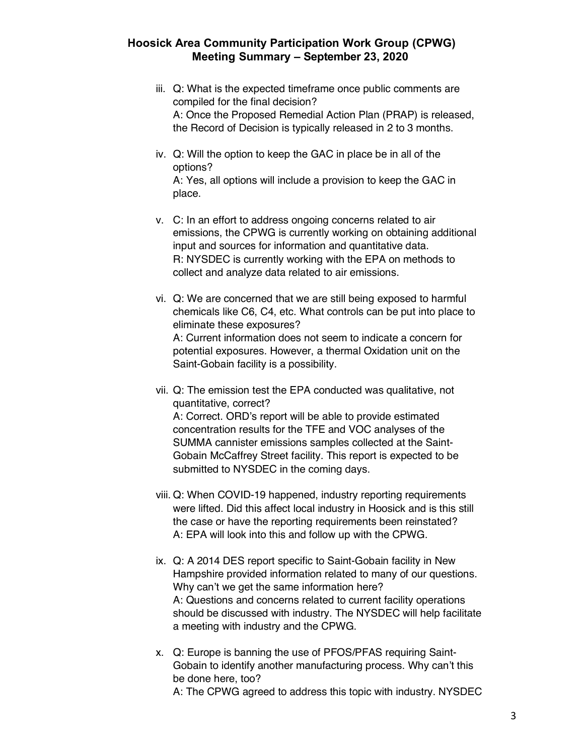iii. Q: What is the expected timeframe once public comments are compiled for the final decision?
A: Once the Proposed Remedial Action Plan (PRAP) is released, the Record of Decision is typically released in 2 to 3 months.

iv. Q: Will the option to keep the GAC in place be in all of the options?
A: Yes, all options will include a provision to keep the GAC in place.

v. C: In an effort to address ongoing concerns related to air emissions, the CPWG is currently working on obtaining additional input and sources for information and quantitative data.
R: NYSDEC is currently working with the EPA on methods to collect and analyze data related to air emissions.

vi. Q: We are concerned that we are still being exposed to harmful chemicals like C6, C4, etc. What controls can be put into place to eliminate these exposures?
A: Current information does not seem to indicate a concern for potential exposures. However, a thermal Oxidation unit on the Saint-Gobain facility is a possibility.

vii. Q: The emission test the EPA conducted was qualitative, not quantitative, correct?
A: Correct. ORD's report will be able to provide estimated concentration results for the TFE and VOC analyses of the SUMMA cannister emissions samples collected at the Saint-Gobain McCaffrey Street facility. This report is expected to be submitted to NYSDEC in the coming days.

viii. Q: When COVID-19 happened, industry reporting requirements were lifted. Did this affect local industry in Hoosick and is this still the case or have the reporting requirements been reinstated?
A: EPA will look into this and follow up with the CPWG.

ix. Q: A 2014 DES report specific to Saint-Gobain facility in New Hampshire provided information related to many of our questions. Why can't we get the same information here?
A: Questions and concerns related to current facility operations should be discussed with industry. The NYSDEC will help facilitate a meeting with industry and the CPWG.

x. Q: Europe is banning the use of PFOS/PFAS requiring Saint-Gobain to identify another manufacturing process. Why can't this be done here, too?
A: The CPWG agreed to address this topic with industry. NYSDEC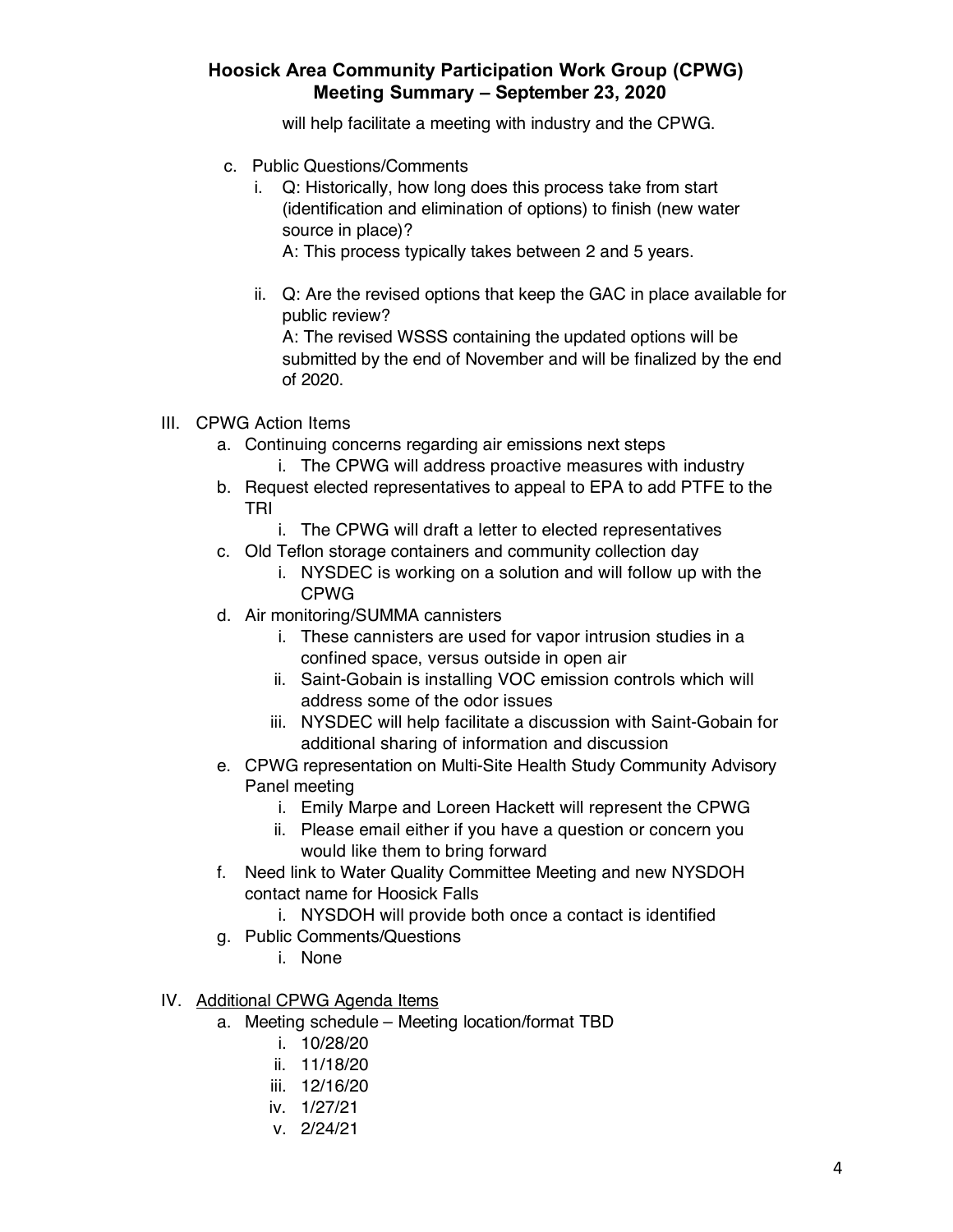will help facilitate a meeting with industry and the CPWG.

c. Public Questions/Comments
   i. Q: Historically, how long does this process take from start (identification and elimination of options) to finish (new water source in place)?
   A: This process typically takes between 2 and 5 years.

   ii. Q: Are the revised options that keep the GAC in place available for public review?
   A: The revised WSSS containing the updated options will be submitted by the end of November and will be finalized by the end of 2020.

III. CPWG Action Items
   a. Continuing concerns regarding air emissions next steps
      i. The CPWG will address proactive measures with industry
   b. Request elected representatives to appeal to EPA to add PTFE to the TRI
      i. The CPWG will draft a letter to elected representatives
   c. Old Teflon storage containers and community collection day
      i. NYSDEC is working on a solution and will follow up with the CPWG
   d. Air monitoring/SUMMA cannisters
      i. These cannisters are used for vapor intrusion studies in a confined space, versus outside in open air
      ii. Saint-Gobain is installing VOC emission controls which will address some of the odor issues
      iii. NYSDEC will help facilitate a discussion with Saint-Gobain for additional sharing of information and discussion
   e. CPWG representation on Multi-Site Health Study Community Advisory Panel meeting
      i. Emily Marpe and Loreen Hackett will represent the CPWG
      ii. Please email either if you have a question or concern you would like them to bring forward
   f. Need link to Water Quality Committee Meeting and new NYSDOH contact name for Hoosick Falls
      i. NYSDOH will provide both once a contact is identified
   g. Public Comments/Questions
      i. None

IV. <u>Additional CPWG Agenda Items</u>
   a. Meeting schedule – Meeting location/format TBD
      i. 10/28/20
      ii. 11/18/20
      iii. 12/16/20
      iv. 1/27/21
      v. 2/24/21